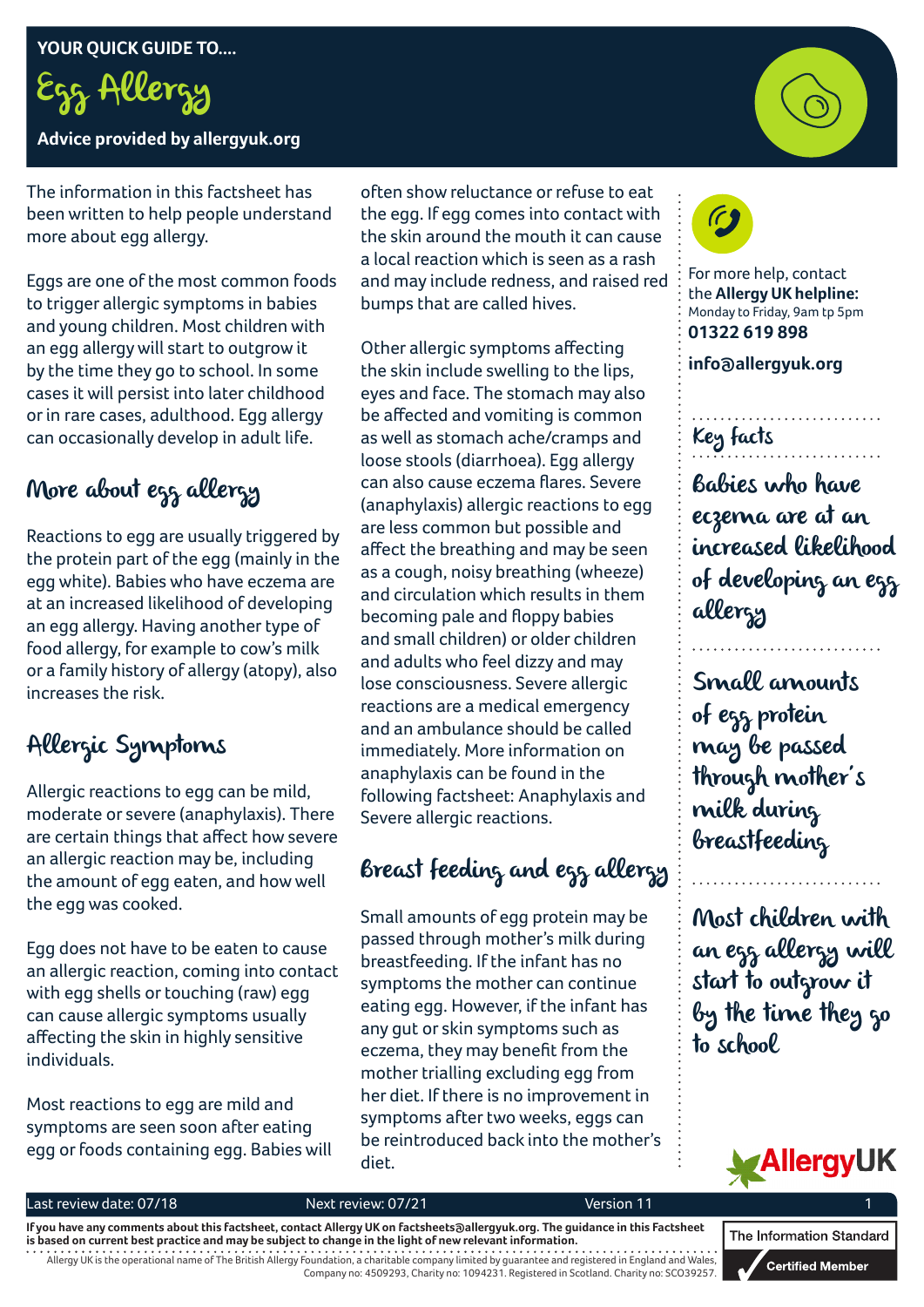YOUR QUICK GUIDE TO....

# Egg Allergy

**Advice provided by allergyuk.org**

The information in this factsheet has been written to help people understand more about egg allergy.

Eggs are one of the most common foods to trigger allergic symptoms in babies and young children. Most children with an egg allergy will start to outgrow it by the time they go to school. In some cases it will persist into later childhood or in rare cases, adulthood. Egg allergy can occasionally develop in adult life.

## More about egg allergy

Reactions to egg are usually triggered by the protein part of the egg (mainly in the egg white). Babies who have eczema are at an increased likelihood of developing an egg allergy. Having another type of food allergy, for example to cow's milk or a family history of allergy (atopy), also increases the risk.

## Allergic Symptoms

Allergic reactions to egg can be mild, moderate or severe (anaphylaxis). There are certain things that affect how severe an allergic reaction may be, including the amount of egg eaten, and how well the egg was cooked.

Egg does not have to be eaten to cause an allergic reaction, coming into contact with egg shells or touching (raw) egg can cause allergic symptoms usually affecting the skin in highly sensitive individuals.

Most reactions to egg are mild and symptoms are seen soon after eating egg or foods containing egg. Babies will often show reluctance or refuse to eat the egg. If egg comes into contact with the skin around the mouth it can cause a local reaction which is seen as a rash and may include redness, and raised red bumps that are called hives.

Other allergic symptoms affecting the skin include swelling to the lips, eyes and face. The stomach may also be affected and vomiting is common as well as stomach ache/cramps and loose stools (diarrhoea). Egg allergy can also cause eczema flares. Severe (anaphylaxis) allergic reactions to egg are less common but possible and affect the breathing and may be seen as a cough, noisy breathing (wheeze) and circulation which results in them becoming pale and floppy babies and small children) or older children and adults who feel dizzy and may lose consciousness. Severe allergic reactions are a medical emergency and an ambulance should be called immediately. More information on anaphylaxis can be found in the following factsheet: Anaphylaxis and Severe allergic reactions.

## Breast feeding and egg allergy

Small amounts of egg protein may be passed through mother's milk during breastfeeding. If the infant has no symptoms the mother can continue eating egg. However, if the infant has any gut or skin symptoms such as eczema, they may benefit from the mother trialling excluding egg from her diet. If there is no improvement in symptoms after two weeks, eggs can be reintroduced back into the mother's diet.

For more help, contact the **Allergy UK helpline:**
Monday to Friday, 9am tp 5pm
**01322 619 898**
**info@allergyuk.org**

## Key facts

Babies who have eczema are at an increased likelihood of developing an egg allergy

Small amounts of egg protein may be passed through mother's milk during breastfeeding

Most children with an egg allergy will start to outgrow it by the time they go to school

Last review date: 07/18 | Next review: 07/21 | Version 11

**If you have any comments about this factsheet, contact Allergy UK on factsheets@allergyuk.org. The guidance in this Factsheet is based on current best practice and may be subject to change in the light of new relevant information.**

Allergy UK is the operational name of The British Allergy Foundation, a charitable company limited by guarantee and registered in England and Wales, Company no: 4509293, Charity no: 1094231. Registered in Scotland. Charity no: SCO39257.

The Information Standard Certified Member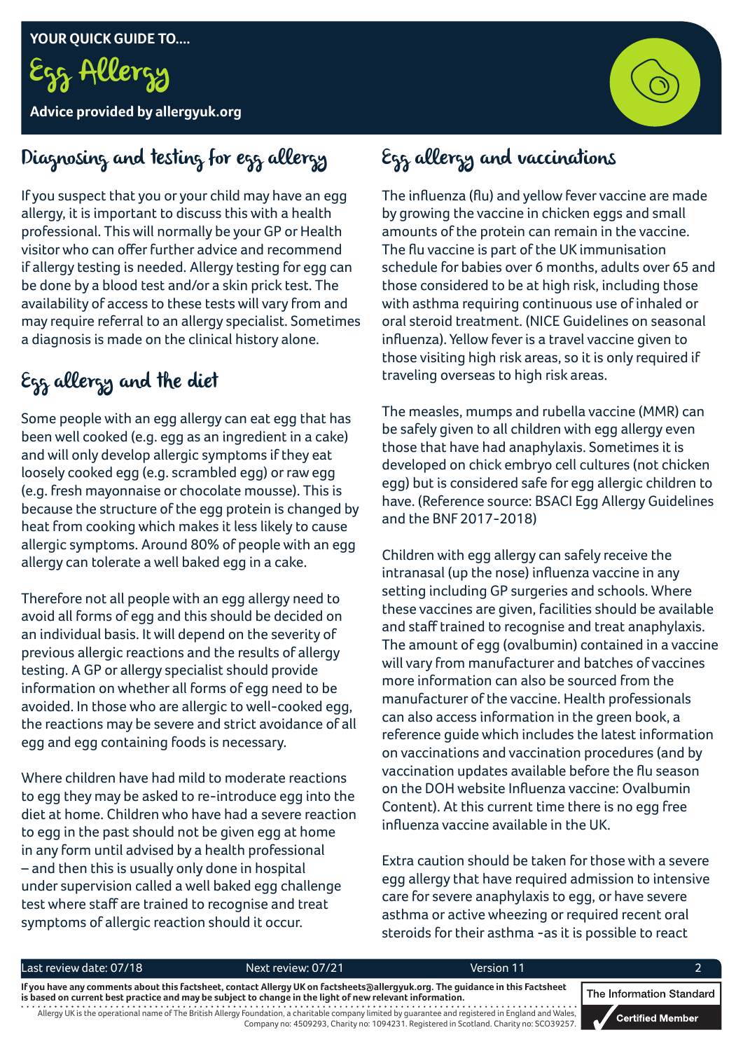YOUR QUICK GUIDE TO....

# Egg Allergy

**Advice provided by allergyuk.org**

## Diagnosing and testing for egg allergy

If you suspect that you or your child may have an egg allergy, it is important to discuss this with a health professional. This will normally be your GP or Health visitor who can offer further advice and recommend if allergy testing is needed. Allergy testing for egg can be done by a blood test and/or a skin prick test. The availability of access to these tests will vary from and may require referral to an allergy specialist. Sometimes a diagnosis is made on the clinical history alone.

## Egg allergy and the diet

Some people with an egg allergy can eat egg that has been well cooked (e.g. egg as an ingredient in a cake) and will only develop allergic symptoms if they eat loosely cooked egg (e.g. scrambled egg) or raw egg (e.g. fresh mayonnaise or chocolate mousse). This is because the structure of the egg protein is changed by heat from cooking which makes it less likely to cause allergic symptoms. Around 80% of people with an egg allergy can tolerate a well baked egg in a cake.

Therefore not all people with an egg allergy need to avoid all forms of egg and this should be decided on an individual basis. It will depend on the severity of previous allergic reactions and the results of allergy testing. A GP or allergy specialist should provide information on whether all forms of egg need to be avoided. In those who are allergic to well-cooked egg, the reactions may be severe and strict avoidance of all egg and egg containing foods is necessary.

Where children have had mild to moderate reactions to egg they may be asked to re-introduce egg into the diet at home. Children who have had a severe reaction to egg in the past should not be given egg at home in any form until advised by a health professional – and then this is usually only done in hospital under supervision called a well baked egg challenge test where staff are trained to recognise and treat symptoms of allergic reaction should it occur.

## Egg allergy and vaccinations

The influenza (flu) and yellow fever vaccine are made by growing the vaccine in chicken eggs and small amounts of the protein can remain in the vaccine. The flu vaccine is part of the UK immunisation schedule for babies over 6 months, adults over 65 and those considered to be at high risk, including those with asthma requiring continuous use of inhaled or oral steroid treatment. (NICE Guidelines on seasonal influenza). Yellow fever is a travel vaccine given to those visiting high risk areas, so it is only required if traveling overseas to high risk areas.

The measles, mumps and rubella vaccine (MMR) can be safely given to all children with egg allergy even those that have had anaphylaxis. Sometimes it is developed on chick embryo cell cultures (not chicken egg) but is considered safe for egg allergic children to have. (Reference source: BSACI Egg Allergy Guidelines and the BNF 2017-2018)

Children with egg allergy can safely receive the intranasal (up the nose) influenza vaccine in any setting including GP surgeries and schools. Where these vaccines are given, facilities should be available and staff trained to recognise and treat anaphylaxis. The amount of egg (ovalbumin) contained in a vaccine will vary from manufacturer and batches of vaccines more information can also be sourced from the manufacturer of the vaccine. Health professionals can also access information in the green book, a reference guide which includes the latest information on vaccinations and vaccination procedures (and by vaccination updates available before the flu season on the DOH website Influenza vaccine: Ovalbumin Content). At this current time there is no egg free influenza vaccine available in the UK.

Extra caution should be taken for those with a severe egg allergy that have required admission to intensive care for severe anaphylaxis to egg, or have severe asthma or active wheezing or required recent oral steroids for their asthma -as it is possible to react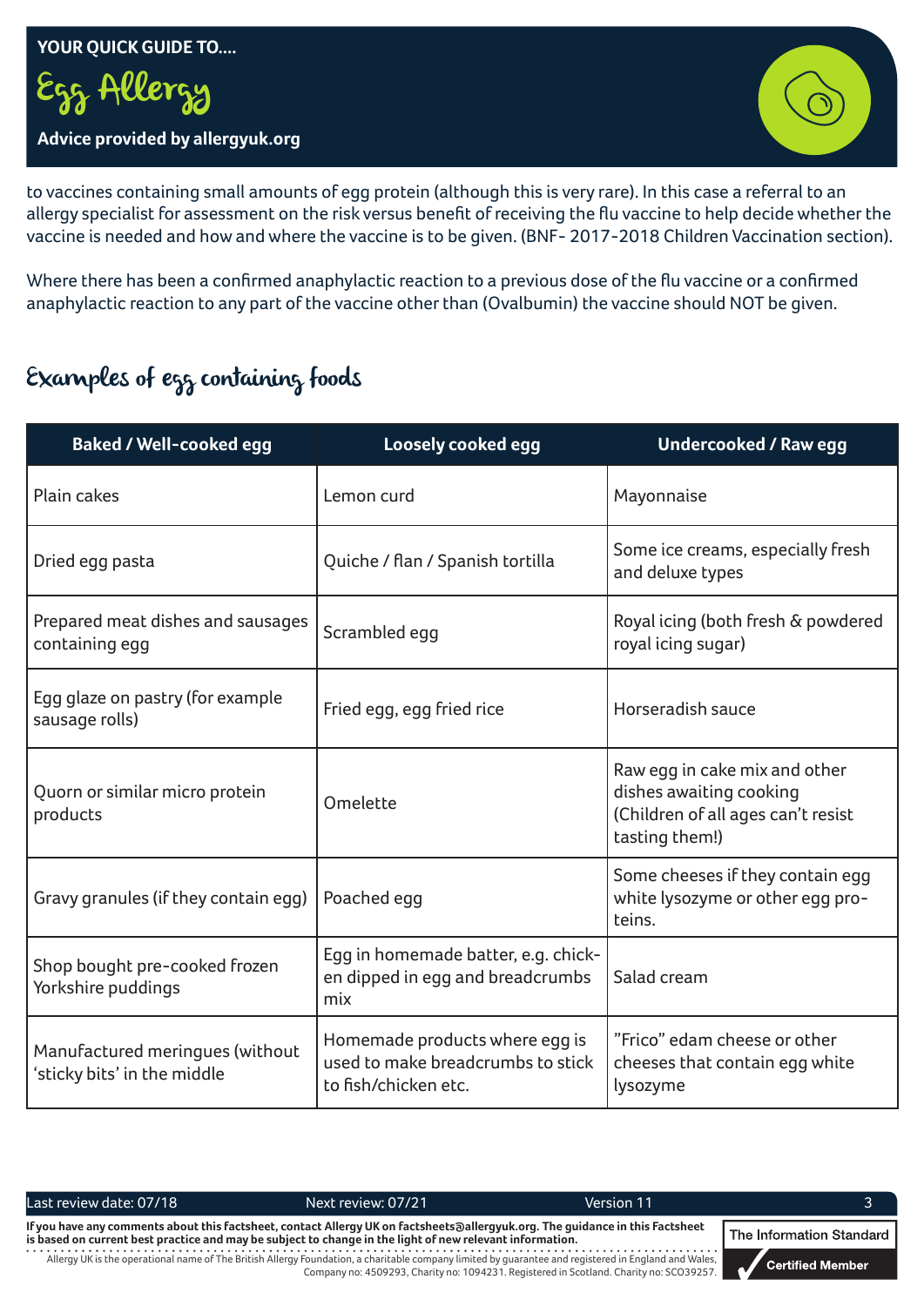to vaccines containing small amounts of egg protein (although this is very rare). In this case a referral to an allergy specialist for assessment on the risk versus benefit of receiving the flu vaccine to help decide whether the vaccine is needed and how and where the vaccine is to be given. (BNF- 2017-2018 Children Vaccination section).

Where there has been a confirmed anaphylactic reaction to a previous dose of the flu vaccine or a confirmed anaphylactic reaction to any part of the vaccine other than (Ovalbumin) the vaccine should NOT be given.

## Examples of egg containing foods

| Baked / Well-cooked egg | Loosely cooked egg | Undercooked / Raw egg |
|---|---|---|
| Plain cakes | Lemon curd | Mayonnaise |
| Dried egg pasta | Quiche / flan / Spanish tortilla | Some ice creams, especially fresh and deluxe types |
| Prepared meat dishes and sausages containing egg | Scrambled egg | Royal icing (both fresh & powdered royal icing sugar) |
| Egg glaze on pastry (for example sausage rolls) | Fried egg, egg fried rice | Horseradish sauce |
| Quorn or similar micro protein products | Omelette | Raw egg in cake mix and other dishes awaiting cooking (Children of all ages can't resist tasting them!) |
| Gravy granules (if they contain egg) | Poached egg | Some cheeses if they contain egg white lysozyme or other egg proteins. |
| Shop bought pre-cooked frozen Yorkshire puddings | Egg in homemade batter, e.g. chicken dipped in egg and breadcrumbs mix | Salad cream |
| Manufactured meringues (without 'sticky bits' in the middle | Homemade products where egg is used to make breadcrumbs to stick to fish/chicken etc. | "Frico" edam cheese or other cheeses that contain egg white lysozyme |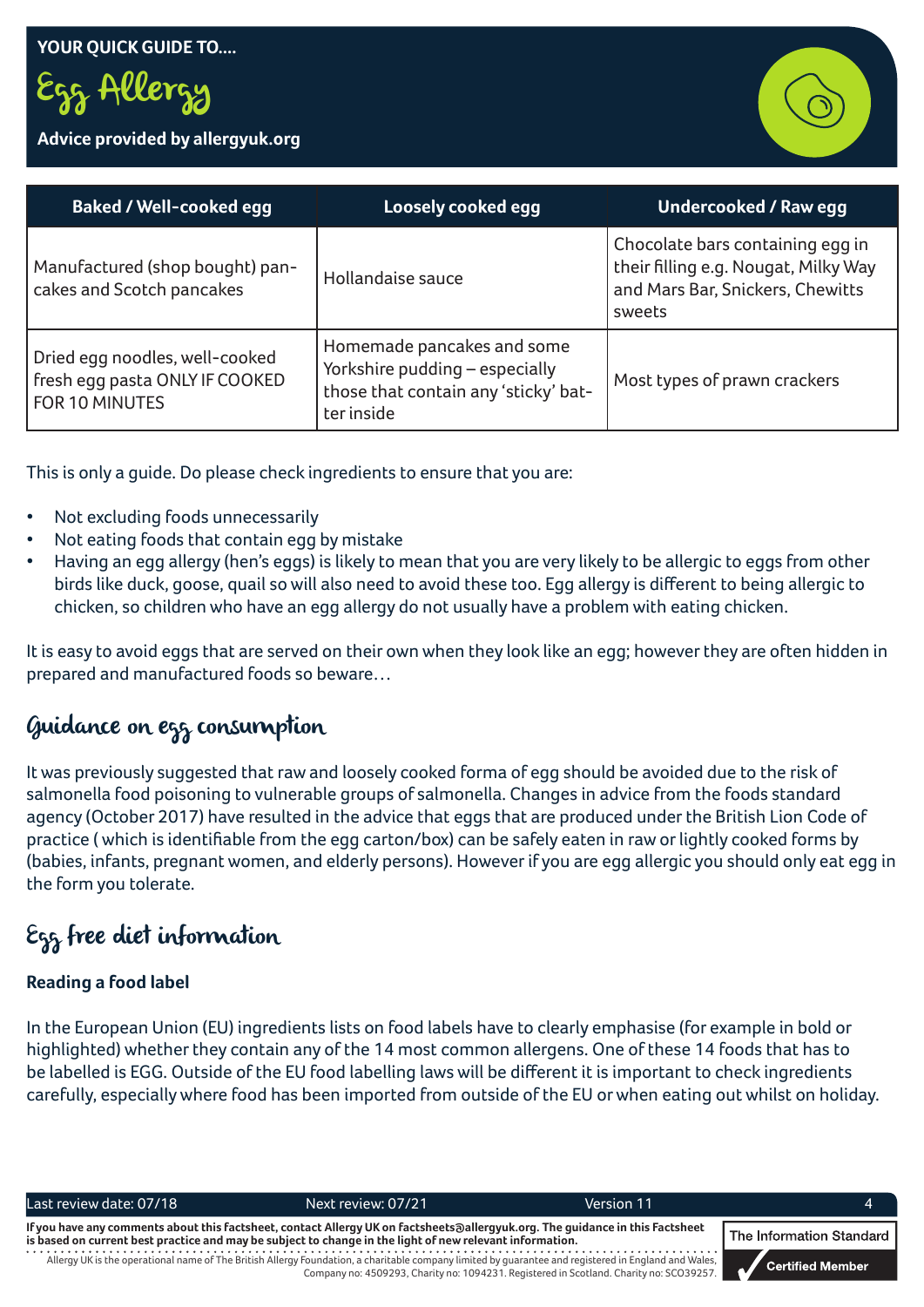YOUR QUICK GUIDE TO....

# Egg Allergy

**Advice provided by allergyuk.org**

| Baked / Well-cooked egg | Loosely cooked egg | Undercooked / Raw egg |
|---|---|---|
| Manufactured (shop bought) pan-cakes and Scotch pancakes | Hollandaise sauce | Chocolate bars containing egg in their filling e.g. Nougat, Milky Way and Mars Bar, Snickers, Chewitts sweets |
| Dried egg noodles, well-cooked fresh egg pasta ONLY IF COOKED FOR 10 MINUTES | Homemade pancakes and some Yorkshire pudding – especially those that contain any 'sticky' bat-ter inside | Most types of prawn crackers |

This is only a guide. Do please check ingredients to ensure that you are:

- Not excluding foods unnecessarily
- Not eating foods that contain egg by mistake
- Having an egg allergy (hen's eggs) is likely to mean that you are very likely to be allergic to eggs from other birds like duck, goose, quail so will also need to avoid these too. Egg allergy is different to being allergic to chicken, so children who have an egg allergy do not usually have a problem with eating chicken.

It is easy to avoid eggs that are served on their own when they look like an egg; however they are often hidden in prepared and manufactured foods so beware…

## Guidance on egg consumption

It was previously suggested that raw and loosely cooked forma of egg should be avoided due to the risk of salmonella food poisoning to vulnerable groups of salmonella. Changes in advice from the foods standard agency (October 2017) have resulted in the advice that eggs that are produced under the British Lion Code of practice ( which is identifiable from the egg carton/box) can be safely eaten in raw or lightly cooked forms by (babies, infants, pregnant women, and elderly persons). However if you are egg allergic you should only eat egg in the form you tolerate.

## Egg free diet information

**Reading a food label**

In the European Union (EU) ingredients lists on food labels have to clearly emphasise (for example in bold or highlighted) whether they contain any of the 14 most common allergens. One of these 14 foods that has to be labelled is EGG. Outside of the EU food labelling laws will be different it is important to check ingredients carefully, especially where food has been imported from outside of the EU or when eating out whilst on holiday.

Last review date: 07/18 Next review: 07/21 Version 11

**If you have any comments about this factsheet, contact Allergy UK on factsheets@allergyuk.org. The guidance in this Factsheet is based on current best practice and may be subject to change in the light of new relevant information.**

Allergy UK is the operational name of The British Allergy Foundation, a charitable company limited by guarantee and registered in England and Wales, Company no: 4509293, Charity no: 1094231. Registered in Scotland. Charity no: SCO39257.

The Information Standard Certified Member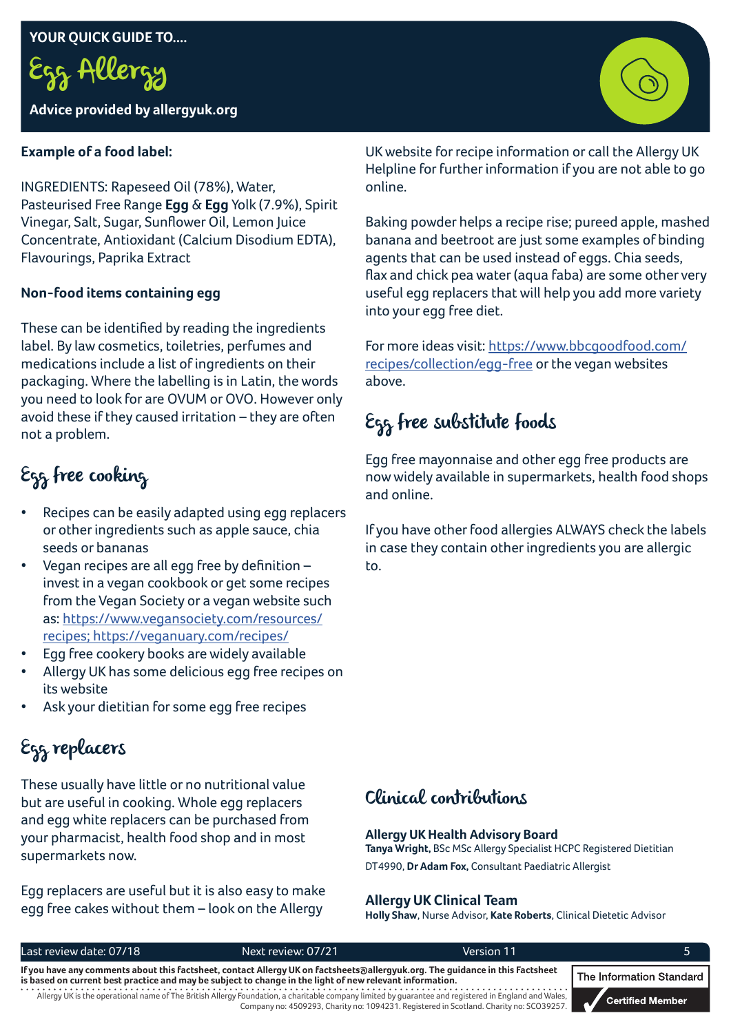YOUR QUICK GUIDE TO....

# Egg Allergy

**Advice provided by allergyuk.org**

**Example of a food label:**

INGREDIENTS: Rapeseed Oil (78%), Water, Pasteurised Free Range **Egg** & **Egg** Yolk (7.9%), Spirit Vinegar, Salt, Sugar, Sunflower Oil, Lemon Juice Concentrate, Antioxidant (Calcium Disodium EDTA), Flavourings, Paprika Extract

**Non-food items containing egg**

These can be identified by reading the ingredients label. By law cosmetics, toiletries, perfumes and medications include a list of ingredients on their packaging. Where the labelling is in Latin, the words you need to look for are OVUM or OVO. However only avoid these if they caused irritation – they are often not a problem.

## Egg free cooking

- Recipes can be easily adapted using egg replacers or other ingredients such as apple sauce, chia seeds or bananas
- Vegan recipes are all egg free by definition – invest in a vegan cookbook or get some recipes from the Vegan Society or a vegan website such as: https://www.vegansociety.com/resources/recipes; https://veganuary.com/recipes/
- Egg free cookery books are widely available
- Allergy UK has some delicious egg free recipes on its website
- Ask your dietitian for some egg free recipes

## Egg replacers

These usually have little or no nutritional value but are useful in cooking. Whole egg replacers and egg white replacers can be purchased from your pharmacist, health food shop and in most supermarkets now.

Egg replacers are useful but it is also easy to make egg free cakes without them – look on the Allergy UK website for recipe information or call the Allergy UK Helpline for further information if you are not able to go online.

Baking powder helps a recipe rise; pureed apple, mashed banana and beetroot are just some examples of binding agents that can be used instead of eggs. Chia seeds, flax and chick pea water (aqua faba) are some other very useful egg replacers that will help you add more variety into your egg free diet.

For more ideas visit: https://www.bbcgoodfood.com/recipes/collection/egg-free or the vegan websites above.

## Egg free substitute foods

Egg free mayonnaise and other egg free products are now widely available in supermarkets, health food shops and online.

If you have other food allergies ALWAYS check the labels in case they contain other ingredients you are allergic to.

## Clinical contributions

**Allergy UK Health Advisory Board**
**Tanya Wright,** BSc MSc Allergy Specialist HCPC Registered Dietitian DT4990, **Dr Adam Fox,** Consultant Paediatric Allergist

**Allergy UK Clinical Team**
**Holly Shaw**, Nurse Advisor, **Kate Roberts**, Clinical Dietetic Advisor

Last review date: 07/18 | Next review: 07/21 | Version 11

**If you have any comments about this factsheet, contact Allergy UK on factsheets@allergyuk.org. The guidance in this Factsheet is based on current best practice and may be subject to change in the light of new relevant information.**

Allergy UK is the operational name of The British Allergy Foundation, a charitable company limited by guarantee and registered in England and Wales, Company no: 4509293, Charity no: 1094231. Registered in Scotland. Charity no: SCO39257.

The Information Standard
Certified Member